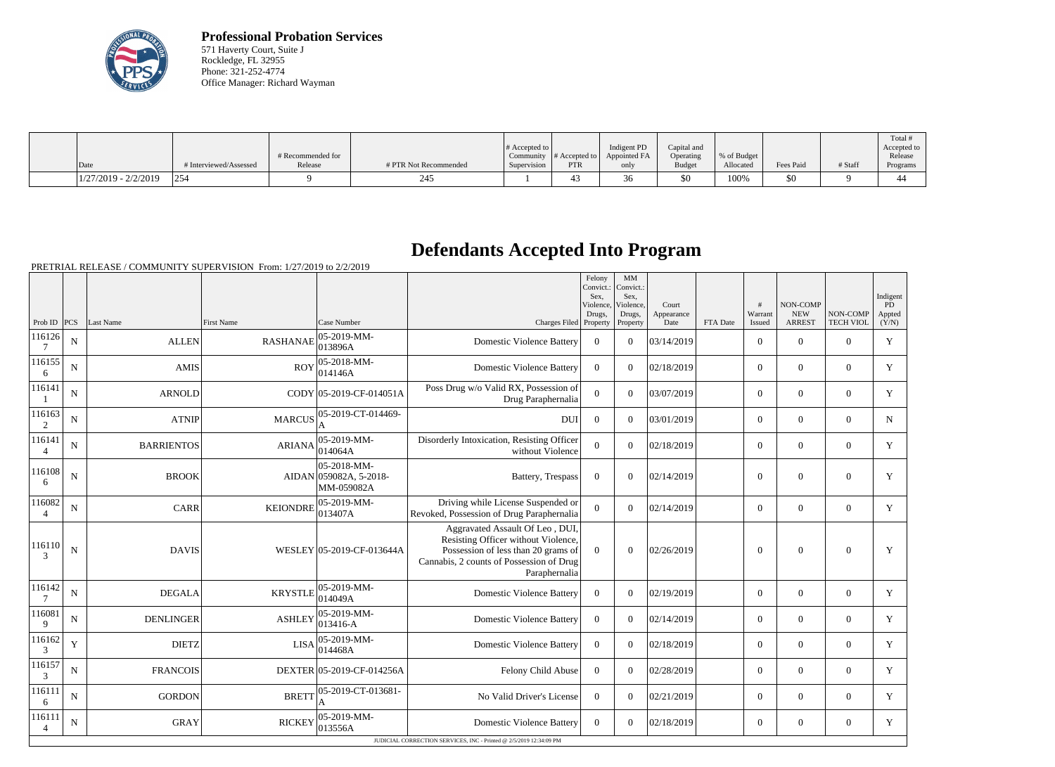**Professional Probation Services**
571 Haverty Court, Suite J
Rockledge, FL 32955
Phone: 321-252-4774
Office Manager: Richard Wayman

| Date | # Interviewed/Assessed | # Recommended for Release | # PTR Not Recommended | # Accepted to Community Supervision | # Accepted to PTR | Indigent PD Appointed FA only | Capital and Operating Budget | % of Budget Allocated | Fees Paid | # Staff | Total # Accepted to Release Programs |
|---|---|---|---|---|---|---|---|---|---|---|---|
| 1/27/2019 - 2/2/2019 | 254 | 9 | 245 | 1 | 43 | 36 | $0 | 100% | $0 | 9 | 44 |

# Defendants Accepted Into Program

PRETRIAL RELEASE / COMMUNITY SUPERVISION From: 1/27/2019 to 2/2/2019

| Prob ID | PCS | Last Name | First Name | Case Number | Charges Filed | Felony Convict.: Sex, Violence, Drugs, Property | MM Convict.: Sex, Violence, Drugs, Property | Court Appearance Date | FTA Date | # Warrant Issued | NON-COMP NEW ARREST | NON-COMP TECH VIOL | Indigent PD Appted (Y/N) |
|---|---|---|---|---|---|---|---|---|---|---|---|---|---|
| 1161267 | N | ALLEN | RASHANAE | 05-2019-MM-013896A | Domestic Violence Battery | 0 | 0 | 03/14/2019 | | 0 | 0 | 0 | Y |
| 1161556 | N | AMIS | ROY | 05-2018-MM-014146A | Domestic Violence Battery | 0 | 0 | 02/18/2019 | | 0 | 0 | 0 | Y |
| 1161411 | N | ARNOLD | CODY | 05-2019-CF-014051A | Poss Drug w/o Valid RX, Possession of Drug Paraphernalia | 0 | 0 | 03/07/2019 | | 0 | 0 | 0 | Y |
| 1161632 | N | ATNIP | MARCUS | 05-2019-CT-014469-A | DUI | 0 | 0 | 03/01/2019 | | 0 | 0 | 0 | N |
| 1161414 | N | BARRIENTOS | ARIANA | 05-2019-MM-014064A | Disorderly Intoxication, Resisting Officer without Violence | 0 | 0 | 02/18/2019 | | 0 | 0 | 0 | Y |
| 1161086 | N | BROOK | AIDAN | 05-2018-MM-059082A, 5-2018-MM-059082A | Battery, Trespass | 0 | 0 | 02/14/2019 | | 0 | 0 | 0 | Y |
| 1160824 | N | CARR | KEIONDRE | 05-2019-MM-013407A | Driving while License Suspended or Revoked, Possession of Drug Paraphernalia | 0 | 0 | 02/14/2019 | | 0 | 0 | 0 | Y |
| 1161103 | N | DAVIS | WESLEY | 05-2019-CF-013644A | Aggravated Assault Of Leo , DUI, Resisting Officer without Violence, Possession of less than 20 grams of Cannabis, 2 counts of Possession of Drug Paraphernalia | 0 | 0 | 02/26/2019 | | 0 | 0 | 0 | Y |
| 1161427 | N | DEGALA | KRYSTLE | 05-2019-MM-014049A | Domestic Violence Battery | 0 | 0 | 02/19/2019 | | 0 | 0 | 0 | Y |
| 1160819 | N | DENLINGER | ASHLEY | 05-2019-MM-013416-A | Domestic Violence Battery | 0 | 0 | 02/14/2019 | | 0 | 0 | 0 | Y |
| 1161623 | Y | DIETZ | LISA | 05-2019-MM-014468A | Domestic Violence Battery | 0 | 0 | 02/18/2019 | | 0 | 0 | 0 | Y |
| 1161573 | N | FRANCOIS | DEXTER | 05-2019-CF-014256A | Felony Child Abuse | 0 | 0 | 02/28/2019 | | 0 | 0 | 0 | Y |
| 1161116 | N | GORDON | BRETT | 05-2019-CT-013681-A | No Valid Driver's License | 0 | 0 | 02/21/2019 | | 0 | 0 | 0 | Y |
| 1161114 | N | GRAY | RICKEY | 05-2019-MM-013556A | Domestic Violence Battery | 0 | 0 | 02/18/2019 | | 0 | 0 | 0 | Y |

JUDICIAL CORRECTION SERVICES, INC - Printed @ 2/5/2019 12:34:09 PM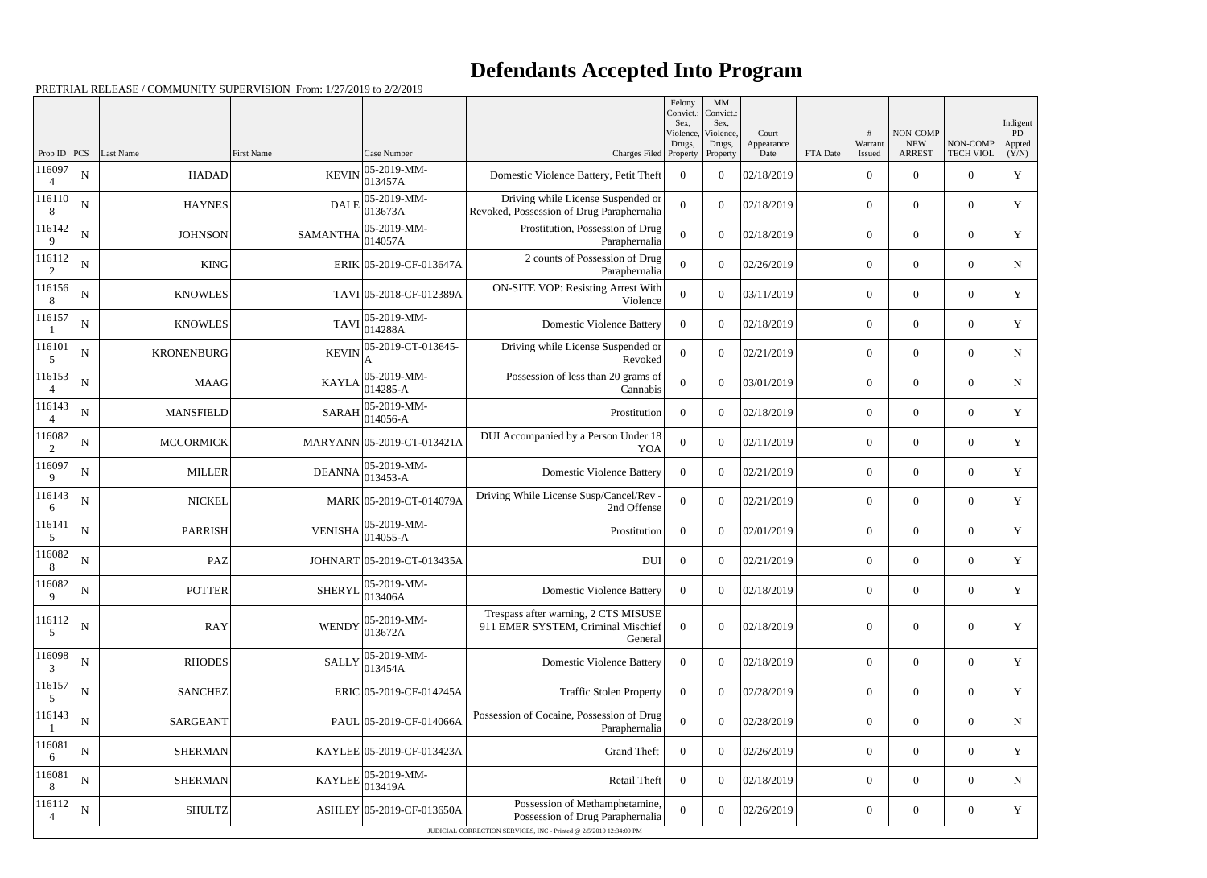# Defendants Accepted Into Program

PRETRIAL RELEASE / COMMUNITY SUPERVISION From: 1/27/2019 to 2/2/2019

| Prob ID | PCS | Last Name | First Name | Case Number | Charges Filed | Felony Convict.: Sex, Violence, Drugs, Property | MM Convict.: Sex, Violence, Drugs, Property | Court Appearance Date | FTA Date | # Warrant Issued | NON-COMP NEW ARREST | NON-COMP TECH VIOL | Indigent PD Appted (Y/N) |
|---|---|---|---|---|---|---|---|---|---|---|---|---|---|
| 1160974 | N | HADAD | KEVIN | 05-2019-MM-013457A | Domestic Violence Battery, Petit Theft | 0 | 0 | 02/18/2019 | | 0 | 0 | 0 | Y |
| 1161108 | N | HAYNES | DALE | 05-2019-MM-013673A | Driving while License Suspended or Revoked, Possession of Drug Paraphernalia | 0 | 0 | 02/18/2019 | | 0 | 0 | 0 | Y |
| 1161429 | N | JOHNSON | SAMANTHA | 05-2019-MM-014057A | Prostitution, Possession of Drug Paraphernalia | 0 | 0 | 02/18/2019 | | 0 | 0 | 0 | Y |
| 1161122 | N | KING | ERIK | 05-2019-CF-013647A | 2 counts of Possession of Drug Paraphernalia | 0 | 0 | 02/26/2019 | | 0 | 0 | 0 | N |
| 1161568 | N | KNOWLES | TAVI | 05-2018-CF-012389A | ON-SITE VOP: Resisting Arrest With Violence | 0 | 0 | 03/11/2019 | | 0 | 0 | 0 | Y |
| 1161571 | N | KNOWLES | TAVI | 05-2019-MM-014288A | Domestic Violence Battery | 0 | 0 | 02/18/2019 | | 0 | 0 | 0 | Y |
| 1161015 | N | KRONENBURG | KEVIN | 05-2019-CT-013645-A | Driving while License Suspended or Revoked | 0 | 0 | 02/21/2019 | | 0 | 0 | 0 | N |
| 1161534 | N | MAAG | KAYLA | 05-2019-MM-014285-A | Possession of less than 20 grams of Cannabis | 0 | 0 | 03/01/2019 | | 0 | 0 | 0 | N |
| 1161434 | N | MANSFIELD | SARAH | 05-2019-MM-014056-A | Prostitution | 0 | 0 | 02/18/2019 | | 0 | 0 | 0 | Y |
| 1160822 | N | MCCORMICK | MARYANN | 05-2019-CT-013421A | DUI Accompanied by a Person Under 18 YOA | 0 | 0 | 02/11/2019 | | 0 | 0 | 0 | Y |
| 1160979 | N | MILLER | DEANNA | 05-2019-MM-013453-A | Domestic Violence Battery | 0 | 0 | 02/21/2019 | | 0 | 0 | 0 | Y |
| 1161436 | N | NICKEL | MARK | 05-2019-CT-014079A | Driving While License Susp/Cancel/Rev - 2nd Offense | 0 | 0 | 02/21/2019 | | 0 | 0 | 0 | Y |
| 1161415 | N | PARRISH | VENISHA | 05-2019-MM-014055-A | Prostitution | 0 | 0 | 02/01/2019 | | 0 | 0 | 0 | Y |
| 1160828 | N | PAZ | JOHNART | 05-2019-CT-013435A | DUI | 0 | 0 | 02/21/2019 | | 0 | 0 | 0 | Y |
| 1160829 | N | POTTER | SHERYL | 05-2019-MM-013406A | Domestic Violence Battery | 0 | 0 | 02/18/2019 | | 0 | 0 | 0 | Y |
| 1161125 | N | RAY | WENDY | 05-2019-MM-013672A | Trespass after warning, 2 CTS MISUSE 911 EMER SYSTEM, Criminal Mischief General | 0 | 0 | 02/18/2019 | | 0 | 0 | 0 | Y |
| 1160983 | N | RHODES | SALLY | 05-2019-MM-013454A | Domestic Violence Battery | 0 | 0 | 02/18/2019 | | 0 | 0 | 0 | Y |
| 1161575 | N | SANCHEZ | ERIC | 05-2019-CF-014245A | Traffic Stolen Property | 0 | 0 | 02/28/2019 | | 0 | 0 | 0 | Y |
| 1161431 | N | SARGEANT | PAUL | 05-2019-CF-014066A | Possession of Cocaine, Possession of Drug Paraphernalia | 0 | 0 | 02/28/2019 | | 0 | 0 | 0 | N |
| 1160816 | N | SHERMAN | KAYLEE | 05-2019-CF-013423A | Grand Theft | 0 | 0 | 02/26/2019 | | 0 | 0 | 0 | Y |
| 1160818 | N | SHERMAN | KAYLEE | 05-2019-MM-013419A | Retail Theft | 0 | 0 | 02/18/2019 | | 0 | 0 | 0 | N |
| 1161124 | N | SHULTZ | ASHLEY | 05-2019-CF-013650A | Possession of Methamphetamine, Possession of Drug Paraphernalia | 0 | 0 | 02/26/2019 | | 0 | 0 | 0 | Y |

JUDICIAL CORRECTION SERVICES, INC - Printed @ 2/5/2019 12:34:09 PM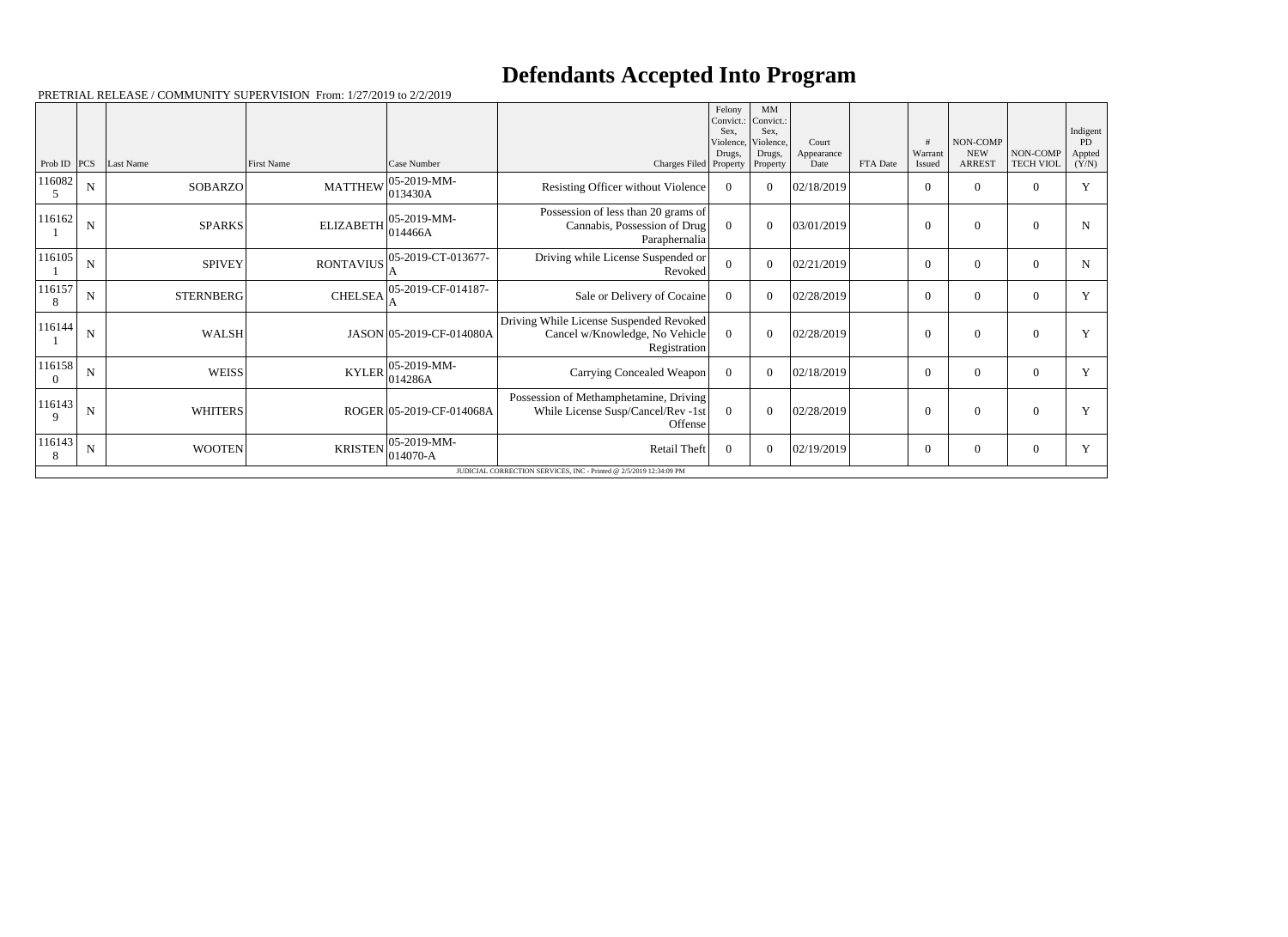# Defendants Accepted Into Program

PRETRIAL RELEASE / COMMUNITY SUPERVISION From: 1/27/2019 to 2/2/2019

| Prob ID | PCS | Last Name | First Name | Case Number | Charges Filed | Felony Convict.: Sex, Violence, Drugs, Property | MM Convict.: Sex, Violence, Drugs, Property | Court Appearance Date | FTA Date | # Warrant Issued | NON-COMP NEW ARREST | NON-COMP TECH VIOL | Indigent PD Appted (Y/N) |
|---|---|---|---|---|---|---|---|---|---|---|---|---|---|
| 1160825 | N | SOBARZO | MATTHEW | 05-2019-MM-013430A | Resisting Officer without Violence | 0 | 0 | 02/18/2019 | | 0 | 0 | 0 | Y |
| 1161621 | N | SPARKS | ELIZABETH | 05-2019-MM-014466A | Possession of less than 20 grams of Cannabis, Possession of Drug Paraphernalia | 0 | 0 | 03/01/2019 | | 0 | 0 | 0 | N |
| 1161051 | N | SPIVEY | RONTAVIUS | 05-2019-CT-013677-A | Driving while License Suspended or Revoked | 0 | 0 | 02/21/2019 | | 0 | 0 | 0 | N |
| 1161578 | N | STERNBERG | CHELSEA | 05-2019-CF-014187-A | Sale or Delivery of Cocaine | 0 | 0 | 02/28/2019 | | 0 | 0 | 0 | Y |
| 1161441 | N | WALSH | JASON | 05-2019-CF-014080A | Driving While License Suspended Revoked Cancel w/Knowledge, No Vehicle Registration | 0 | 0 | 02/28/2019 | | 0 | 0 | 0 | Y |
| 1161580 | N | WEISS | KYLER | 05-2019-MM-014286A | Carrying Concealed Weapon | 0 | 0 | 02/18/2019 | | 0 | 0 | 0 | Y |
| 1161439 | N | WHITERS | ROGER | 05-2019-CF-014068A | Possession of Methamphetamine, Driving While License Susp/Cancel/Rev -1st Offense | 0 | 0 | 02/28/2019 | | 0 | 0 | 0 | Y |
| 1161438 | N | WOOTEN | KRISTEN | 05-2019-MM-014070-A | Retail Theft | 0 | 0 | 02/19/2019 | | 0 | 0 | 0 | Y |

JUDICIAL CORRECTION SERVICES, INC - Printed @ 2/5/2019 12:34:09 PM